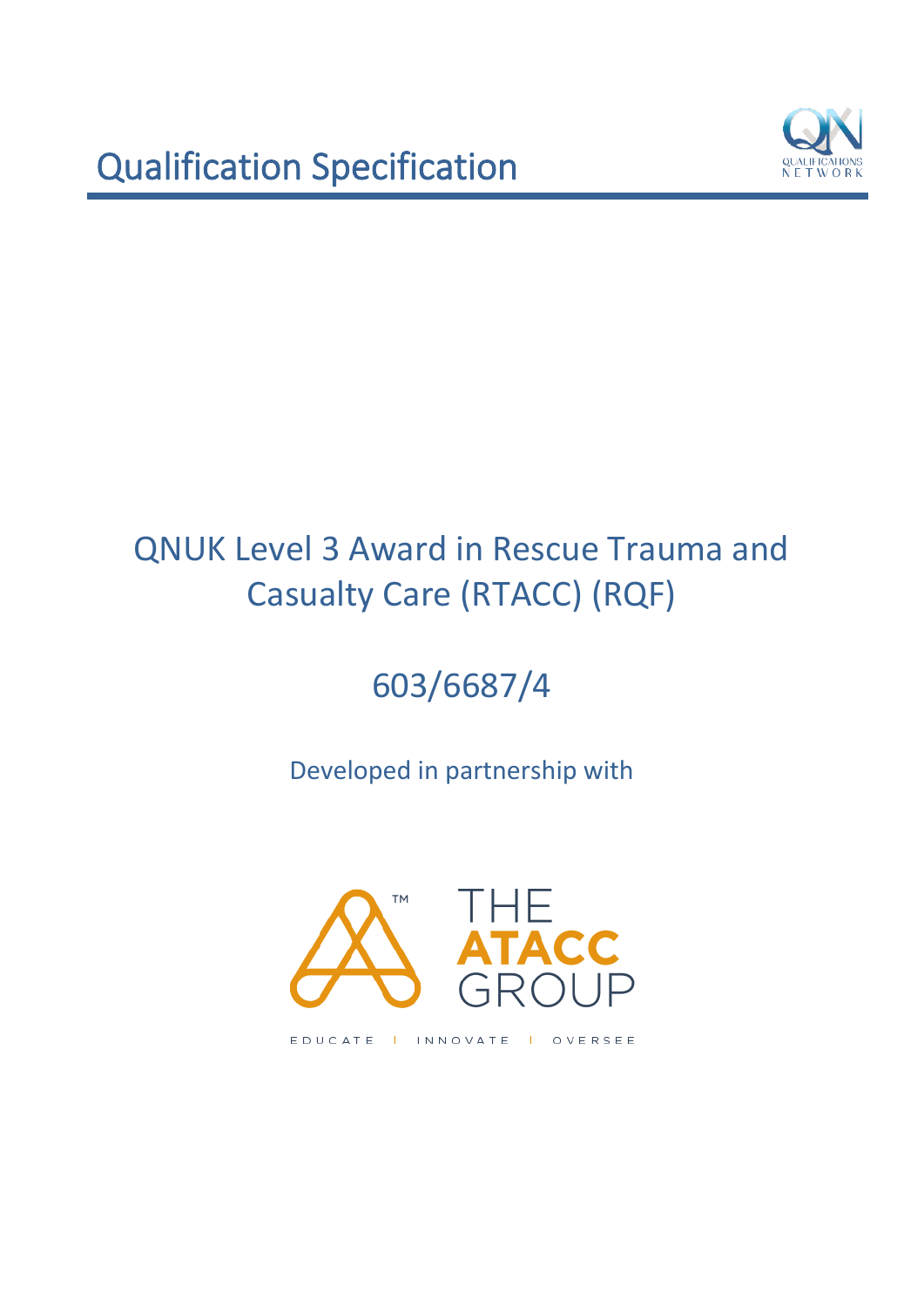# Qualification Specification

QUALIFICATIONS NETWORK

## QNUK Level 3 Award in Rescue Trauma and Casualty Care (RTACC) (RQF)

603/6687/4

Developed in partnership with

THE ATACC GROUP

EDUCATE | INNOVATE | OVERSEE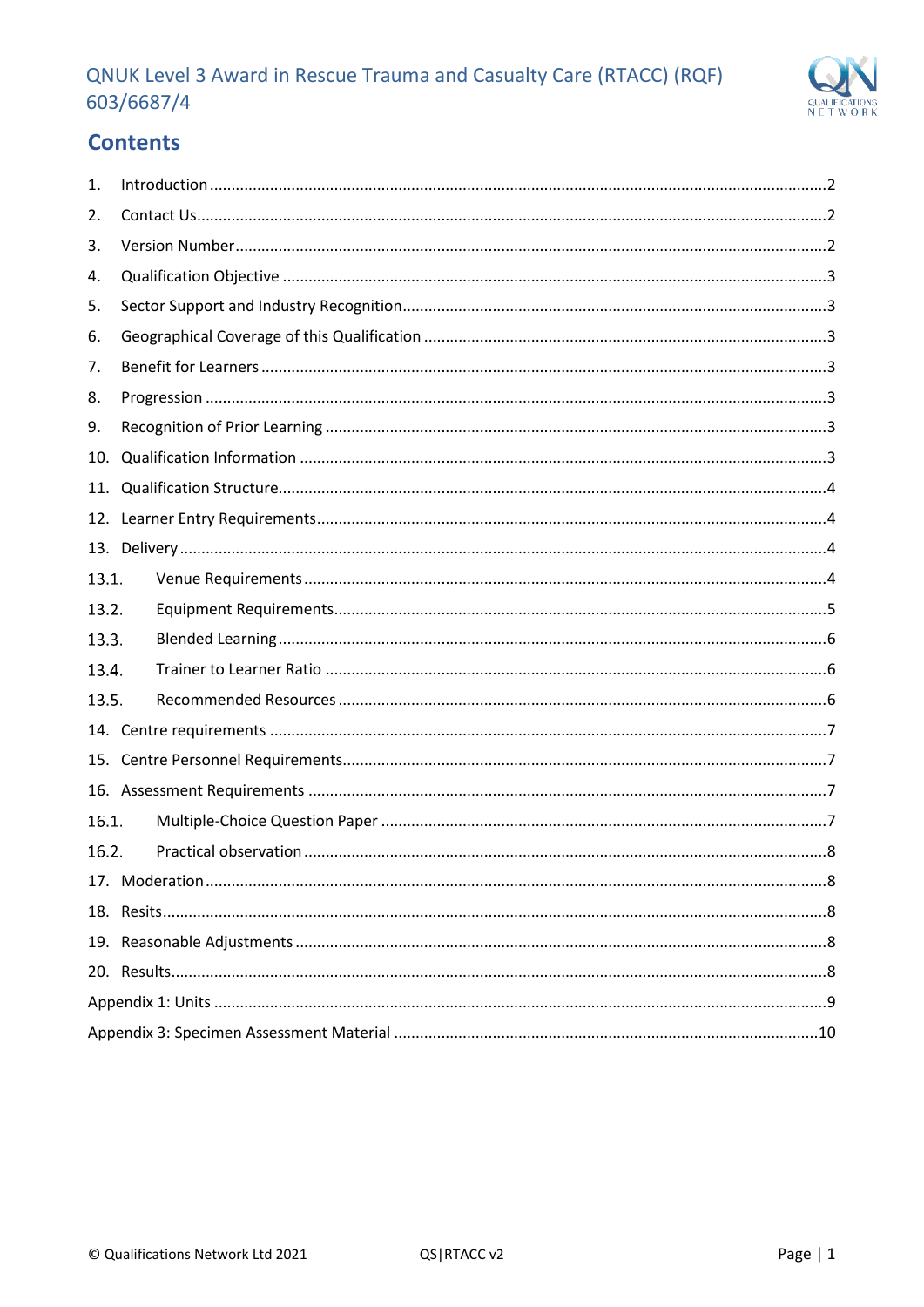## Contents

1. Introduction ....... 2
2. Contact Us ....... 2
3. Version Number ....... 2
4. Qualification Objective ....... 3
5. Sector Support and Industry Recognition ....... 3
6. Geographical Coverage of this Qualification ....... 3
7. Benefit for Learners ....... 3
8. Progression ....... 3
9. Recognition of Prior Learning ....... 3
10. Qualification Information ....... 3
11. Qualification Structure ....... 4
12. Learner Entry Requirements ....... 4
13. Delivery ....... 4
    - 13.1. Venue Requirements ....... 4
    - 13.2. Equipment Requirements ....... 5
    - 13.3. Blended Learning ....... 6
    - 13.4. Trainer to Learner Ratio ....... 6
    - 13.5. Recommended Resources ....... 6
14. Centre requirements ....... 7
15. Centre Personnel Requirements ....... 7
16. Assessment Requirements ....... 7
    - 16.1. Multiple-Choice Question Paper ....... 7
    - 16.2. Practical observation ....... 8
17. Moderation ....... 8
18. Resits ....... 8
19. Reasonable Adjustments ....... 8
20. Results ....... 8

Appendix 1: Units ....... 9

Appendix 3: Specimen Assessment Material ....... 10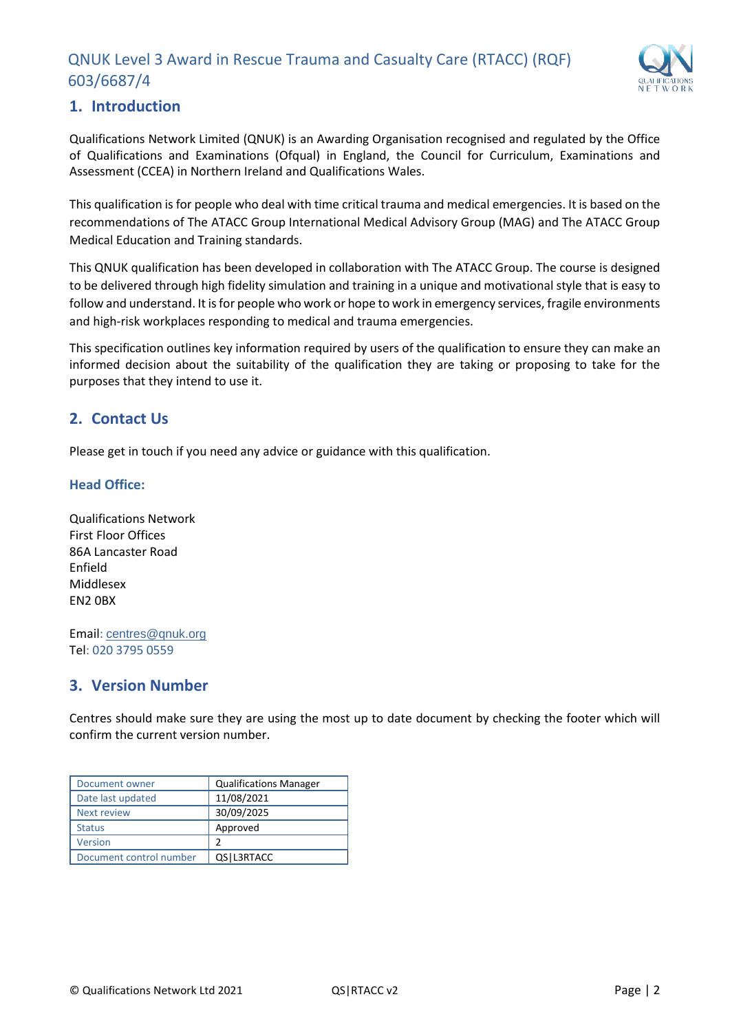# QNUK Level 3 Award in Rescue Trauma and Casualty Care (RTACC) (RQF) 603/6687/4

## 1. Introduction

Qualifications Network Limited (QNUK) is an Awarding Organisation recognised and regulated by the Office of Qualifications and Examinations (Ofqual) in England, the Council for Curriculum, Examinations and Assessment (CCEA) in Northern Ireland and Qualifications Wales.

This qualification is for people who deal with time critical trauma and medical emergencies. It is based on the recommendations of The ATACC Group International Medical Advisory Group (MAG) and The ATACC Group Medical Education and Training standards.

This QNUK qualification has been developed in collaboration with The ATACC Group. The course is designed to be delivered through high fidelity simulation and training in a unique and motivational style that is easy to follow and understand. It is for people who work or hope to work in emergency services, fragile environments and high-risk workplaces responding to medical and trauma emergencies.

This specification outlines key information required by users of the qualification to ensure they can make an informed decision about the suitability of the qualification they are taking or proposing to take for the purposes that they intend to use it.

## 2. Contact Us

Please get in touch if you need any advice or guidance with this qualification.

### Head Office:

Qualifications Network
First Floor Offices
86A Lancaster Road
Enfield
Middlesex
EN2 0BX

Email: centres@qnuk.org
Tel: 020 3795 0559

## 3. Version Number

Centres should make sure they are using the most up to date document by checking the footer which will confirm the current version number.

| Document owner | Qualifications Manager |
|---|---|
| Date last updated | 11/08/2021 |
| Next review | 30/09/2025 |
| Status | Approved |
| Version | 2 |
| Document control number | QS\|L3RTACC |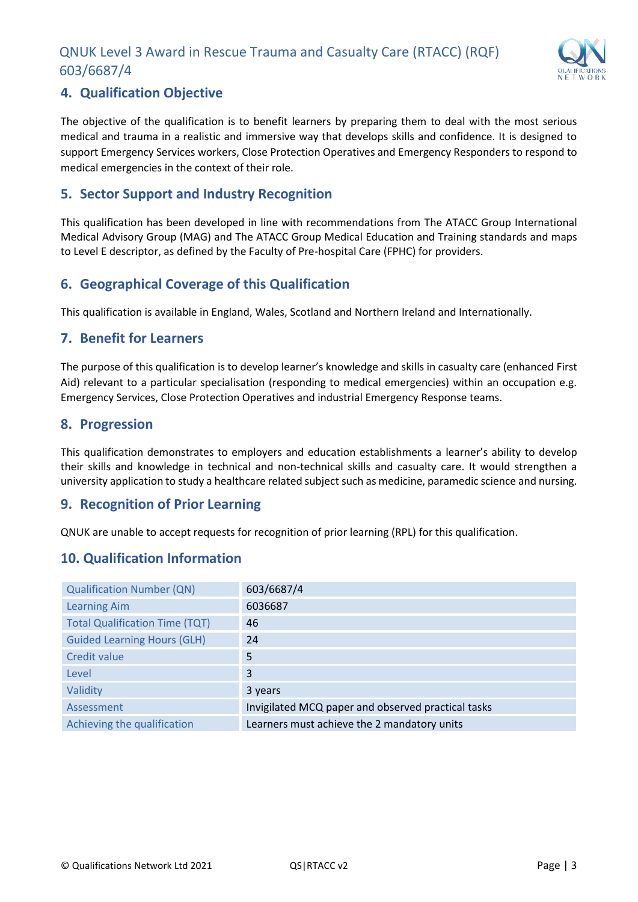## 4. Qualification Objective

The objective of the qualification is to benefit learners by preparing them to deal with the most serious medical and trauma in a realistic and immersive way that develops skills and confidence. It is designed to support Emergency Services workers, Close Protection Operatives and Emergency Responders to respond to medical emergencies in the context of their role.

## 5. Sector Support and Industry Recognition

This qualification has been developed in line with recommendations from The ATACC Group International Medical Advisory Group (MAG) and The ATACC Group Medical Education and Training standards and maps to Level E descriptor, as defined by the Faculty of Pre-hospital Care (FPHC) for providers.

## 6. Geographical Coverage of this Qualification

This qualification is available in England, Wales, Scotland and Northern Ireland and Internationally.

## 7. Benefit for Learners

The purpose of this qualification is to develop learner's knowledge and skills in casualty care (enhanced First Aid) relevant to a particular specialisation (responding to medical emergencies) within an occupation e.g. Emergency Services, Close Protection Operatives and industrial Emergency Response teams.

## 8. Progression

This qualification demonstrates to employers and education establishments a learner's ability to develop their skills and knowledge in technical and non-technical skills and casualty care. It would strengthen a university application to study a healthcare related subject such as medicine, paramedic science and nursing.

## 9. Recognition of Prior Learning

QNUK are unable to accept requests for recognition of prior learning (RPL) for this qualification.

## 10. Qualification Information

| | |
|---|---|
| Qualification Number (QN) | 603/6687/4 |
| Learning Aim | 6036687 |
| Total Qualification Time (TQT) | 46 |
| Guided Learning Hours (GLH) | 24 |
| Credit value | 5 |
| Level | 3 |
| Validity | 3 years |
| Assessment | Invigilated MCQ paper and observed practical tasks |
| Achieving the qualification | Learners must achieve the 2 mandatory units |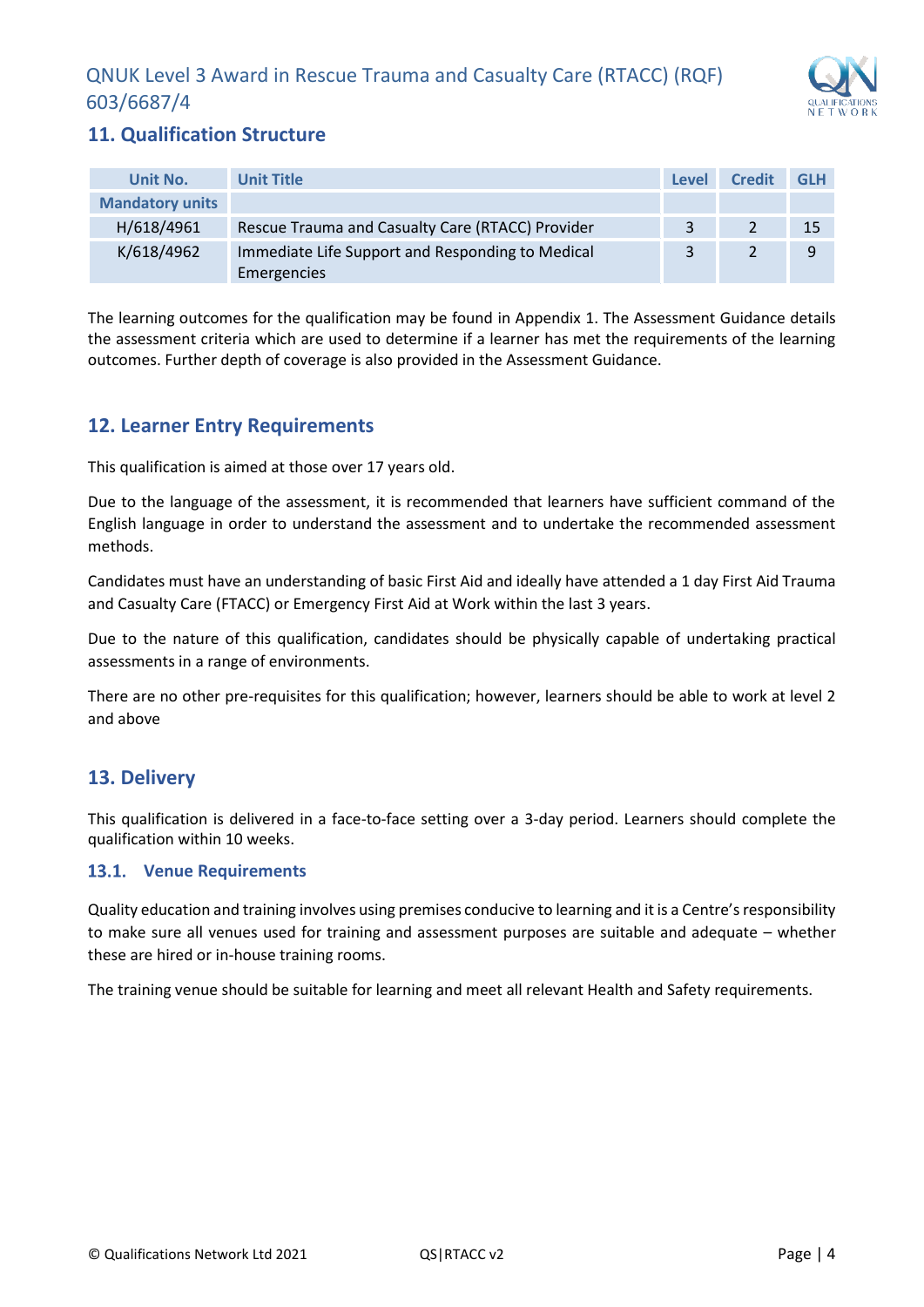## 11. Qualification Structure

| Unit No. | Unit Title | Level | Credit | GLH |
|---|---|---|---|---|
| **Mandatory units** | | | | |
| H/618/4961 | Rescue Trauma and Casualty Care (RTACC) Provider | 3 | 2 | 15 |
| K/618/4962 | Immediate Life Support and Responding to Medical Emergencies | 3 | 2 | 9 |

The learning outcomes for the qualification may be found in Appendix 1. The Assessment Guidance details the assessment criteria which are used to determine if a learner has met the requirements of the learning outcomes. Further depth of coverage is also provided in the Assessment Guidance.

## 12. Learner Entry Requirements

This qualification is aimed at those over 17 years old.

Due to the language of the assessment, it is recommended that learners have sufficient command of the English language in order to understand the assessment and to undertake the recommended assessment methods.

Candidates must have an understanding of basic First Aid and ideally have attended a 1 day First Aid Trauma and Casualty Care (FTACC) or Emergency First Aid at Work within the last 3 years.

Due to the nature of this qualification, candidates should be physically capable of undertaking practical assessments in a range of environments.

There are no other pre-requisites for this qualification; however, learners should be able to work at level 2 and above

## 13. Delivery

This qualification is delivered in a face-to-face setting over a 3-day period. Learners should complete the qualification within 10 weeks.

### 13.1. Venue Requirements

Quality education and training involves using premises conducive to learning and it is a Centre's responsibility to make sure all venues used for training and assessment purposes are suitable and adequate – whether these are hired or in-house training rooms.

The training venue should be suitable for learning and meet all relevant Health and Safety requirements.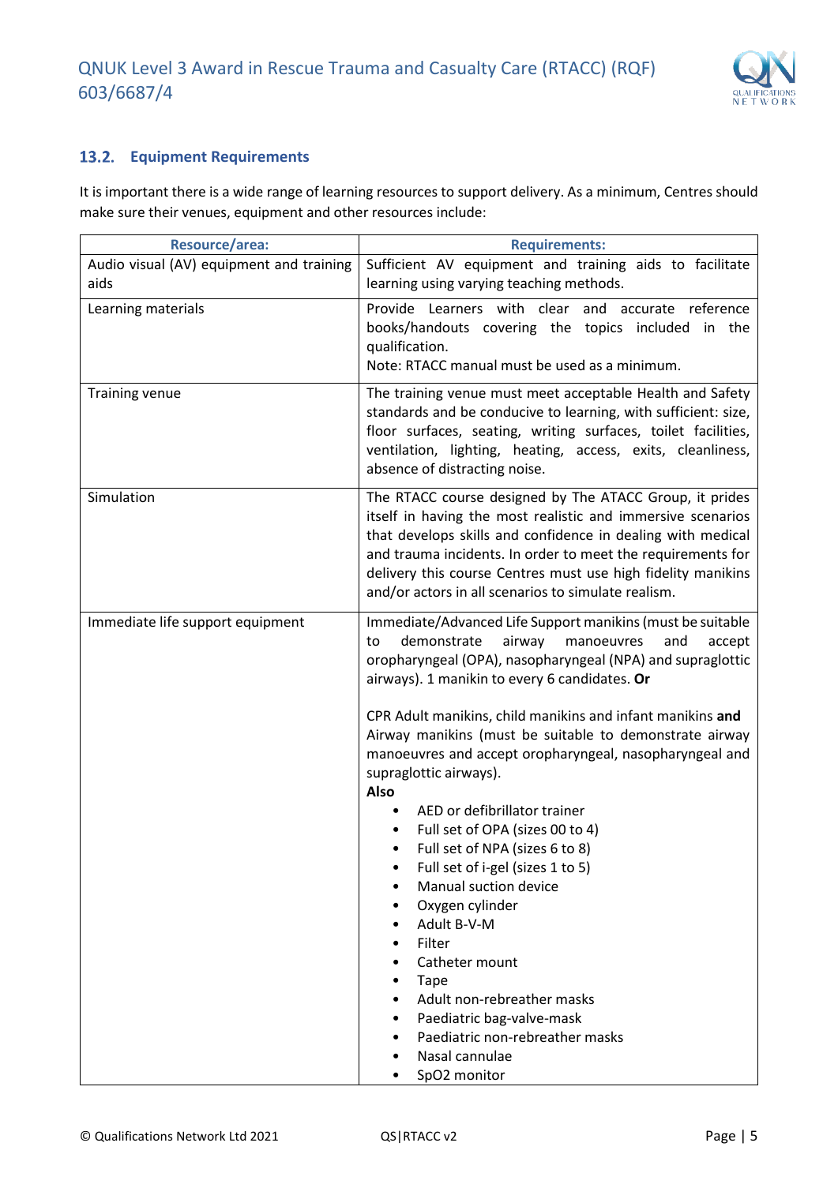### 13.2. Equipment Requirements

It is important there is a wide range of learning resources to support delivery. As a minimum, Centres should make sure their venues, equipment and other resources include:

| Resource/area: | Requirements: |
|---|---|
| Audio visual (AV) equipment and training aids | Sufficient AV equipment and training aids to facilitate learning using varying teaching methods. |
| Learning materials | Provide Learners with clear and accurate reference books/handouts covering the topics included in the qualification.<br>Note: RTACC manual must be used as a minimum. |
| Training venue | The training venue must meet acceptable Health and Safety standards and be conducive to learning, with sufficient: size, floor surfaces, seating, writing surfaces, toilet facilities, ventilation, lighting, heating, access, exits, cleanliness, absence of distracting noise. |
| Simulation | The RTACC course designed by The ATACC Group, it prides itself in having the most realistic and immersive scenarios that develops skills and confidence in dealing with medical and trauma incidents. In order to meet the requirements for delivery this course Centres must use high fidelity manikins and/or actors in all scenarios to simulate realism. |
| Immediate life support equipment | Immediate/Advanced Life Support manikins (must be suitable to demonstrate airway manoeuvres and accept oropharyngeal (OPA), nasopharyngeal (NPA) and supraglottic airways). 1 manikin to every 6 candidates. **Or**<br><br>CPR Adult manikins, child manikins and infant manikins **and** Airway manikins (must be suitable to demonstrate airway manoeuvres and accept oropharyngeal, nasopharyngeal and supraglottic airways).<br>**Also**<br>• AED or defibrillator trainer<br>• Full set of OPA (sizes 00 to 4)<br>• Full set of NPA (sizes 6 to 8)<br>• Full set of i-gel (sizes 1 to 5)<br>• Manual suction device<br>• Oxygen cylinder<br>• Adult B-V-M<br>• Filter<br>• Catheter mount<br>• Tape<br>• Adult non-rebreather masks<br>• Paediatric bag-valve-mask<br>• Paediatric non-rebreather masks<br>• Nasal cannulae<br>• SpO2 monitor |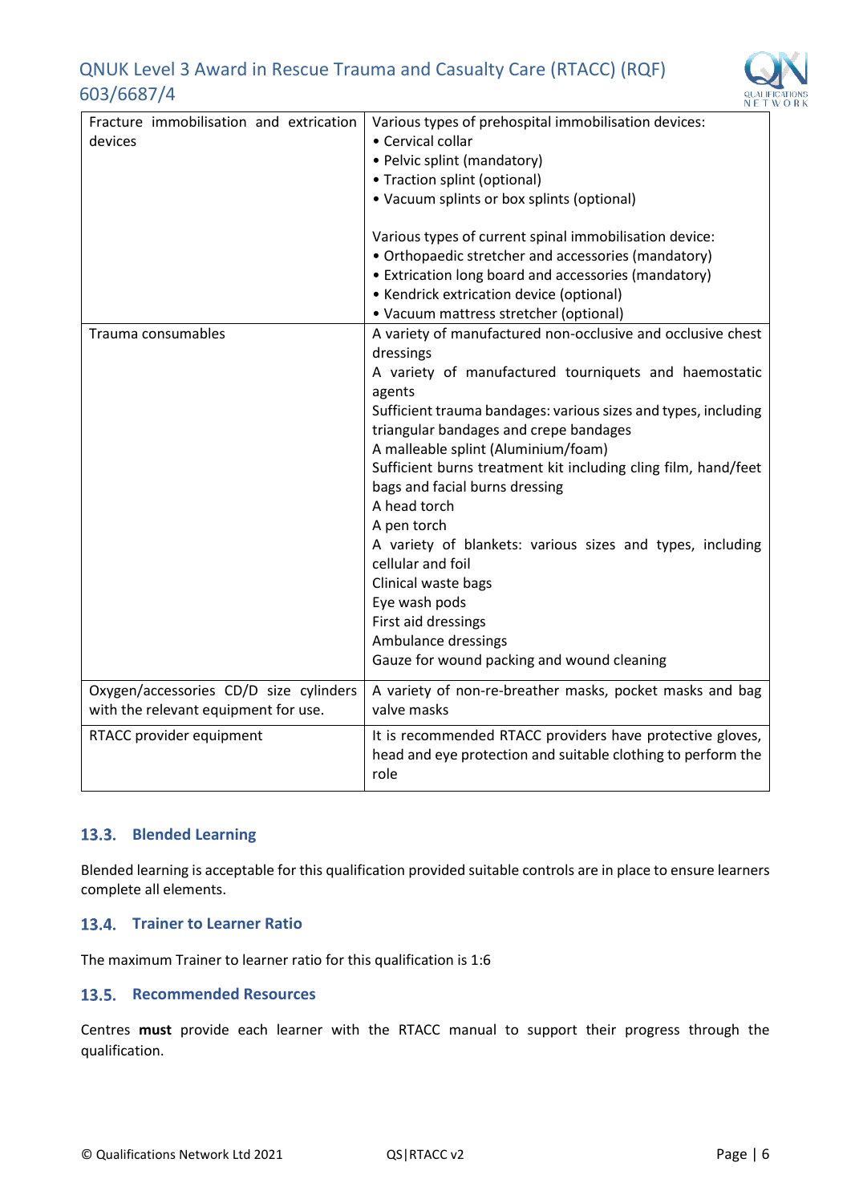| | |
|---|---|
| Fracture immobilisation and extrication devices | Various types of prehospital immobilisation devices:<br>• Cervical collar<br>• Pelvic splint (mandatory)<br>• Traction splint (optional)<br>• Vacuum splints or box splints (optional)<br><br>Various types of current spinal immobilisation device:<br>• Orthopaedic stretcher and accessories (mandatory)<br>• Extrication long board and accessories (mandatory)<br>• Kendrick extrication device (optional)<br>• Vacuum mattress stretcher (optional) |
| Trauma consumables | A variety of manufactured non-occlusive and occlusive chest dressings<br>A variety of manufactured tourniquets and haemostatic agents<br>Sufficient trauma bandages: various sizes and types, including triangular bandages and crepe bandages<br>A malleable splint (Aluminium/foam)<br>Sufficient burns treatment kit including cling film, hand/feet bags and facial burns dressing<br>A head torch<br>A pen torch<br>A variety of blankets: various sizes and types, including cellular and foil<br>Clinical waste bags<br>Eye wash pods<br>First aid dressings<br>Ambulance dressings<br>Gauze for wound packing and wound cleaning |
| Oxygen/accessories CD/D size cylinders with the relevant equipment for use. | A variety of non-re-breather masks, pocket masks and bag valve masks |
| RTACC provider equipment | It is recommended RTACC providers have protective gloves, head and eye protection and suitable clothing to perform the role |

### 13.3. Blended Learning

Blended learning is acceptable for this qualification provided suitable controls are in place to ensure learners complete all elements.

### 13.4. Trainer to Learner Ratio

The maximum Trainer to learner ratio for this qualification is 1:6

### 13.5. Recommended Resources

Centres **must** provide each learner with the RTACC manual to support their progress through the qualification.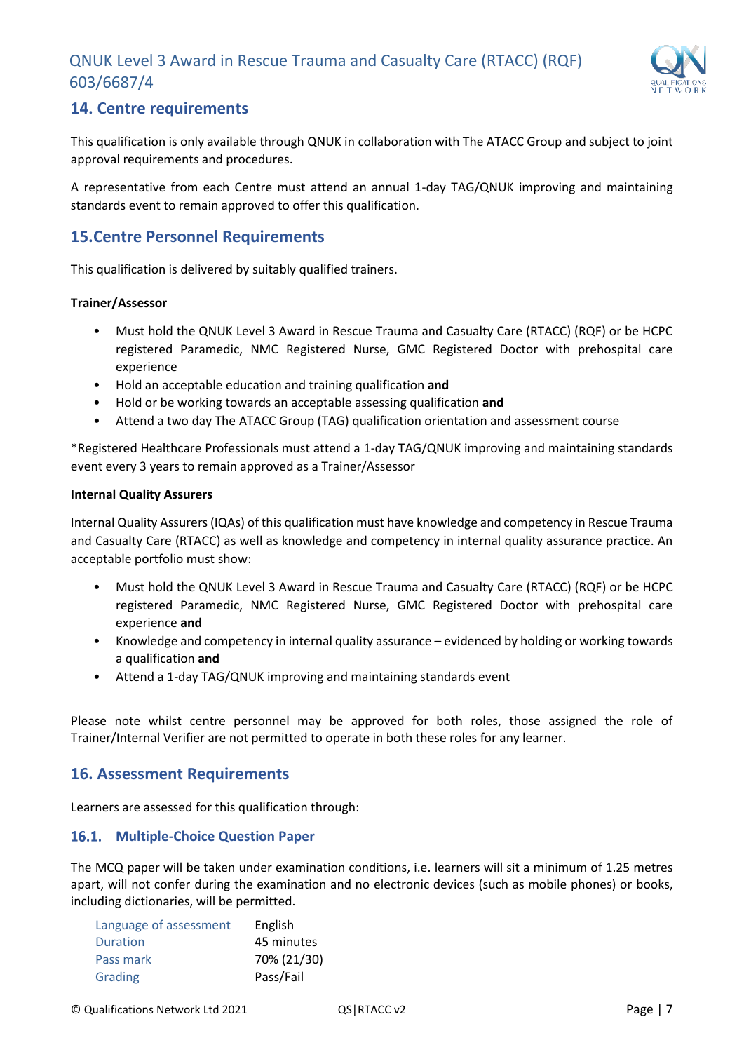## 14. Centre requirements

This qualification is only available through QNUK in collaboration with The ATACC Group and subject to joint approval requirements and procedures.

A representative from each Centre must attend an annual 1-day TAG/QNUK improving and maintaining standards event to remain approved to offer this qualification.

## 15.Centre Personnel Requirements

This qualification is delivered by suitably qualified trainers.

**Trainer/Assessor**

- Must hold the QNUK Level 3 Award in Rescue Trauma and Casualty Care (RTACC) (RQF) or be HCPC registered Paramedic, NMC Registered Nurse, GMC Registered Doctor with prehospital care experience
- Hold an acceptable education and training qualification **and**
- Hold or be working towards an acceptable assessing qualification **and**
- Attend a two day The ATACC Group (TAG) qualification orientation and assessment course

*Registered Healthcare Professionals must attend a 1-day TAG/QNUK improving and maintaining standards event every 3 years to remain approved as a Trainer/Assessor

**Internal Quality Assurers**

Internal Quality Assurers (IQAs) of this qualification must have knowledge and competency in Rescue Trauma and Casualty Care (RTACC) as well as knowledge and competency in internal quality assurance practice. An acceptable portfolio must show:

- Must hold the QNUK Level 3 Award in Rescue Trauma and Casualty Care (RTACC) (RQF) or be HCPC registered Paramedic, NMC Registered Nurse, GMC Registered Doctor with prehospital care experience **and**
- Knowledge and competency in internal quality assurance – evidenced by holding or working towards a qualification **and**
- Attend a 1-day TAG/QNUK improving and maintaining standards event

Please note whilst centre personnel may be approved for both roles, those assigned the role of Trainer/Internal Verifier are not permitted to operate in both these roles for any learner.

## 16. Assessment Requirements

Learners are assessed for this qualification through:

### 16.1. Multiple-Choice Question Paper

The MCQ paper will be taken under examination conditions, i.e. learners will sit a minimum of 1.25 metres apart, will not confer during the examination and no electronic devices (such as mobile phones) or books, including dictionaries, will be permitted.

| | |
|---|---|
| Language of assessment | English |
| Duration | 45 minutes |
| Pass mark | 70% (21/30) |
| Grading | Pass/Fail |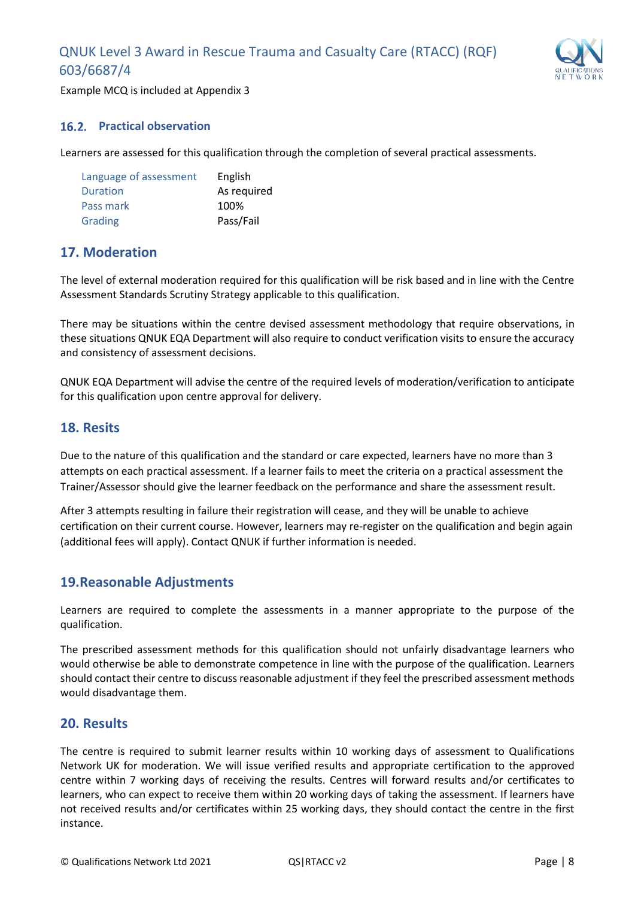Example MCQ is included at Appendix 3

### 16.2. Practical observation

Learners are assessed for this qualification through the completion of several practical assessments.

| | |
|---|---|
| Language of assessment | English |
| Duration | As required |
| Pass mark | 100% |
| Grading | Pass/Fail |

## 17. Moderation

The level of external moderation required for this qualification will be risk based and in line with the Centre Assessment Standards Scrutiny Strategy applicable to this qualification.

There may be situations within the centre devised assessment methodology that require observations, in these situations QNUK EQA Department will also require to conduct verification visits to ensure the accuracy and consistency of assessment decisions.

QNUK EQA Department will advise the centre of the required levels of moderation/verification to anticipate for this qualification upon centre approval for delivery.

## 18. Resits

Due to the nature of this qualification and the standard or care expected, learners have no more than 3 attempts on each practical assessment. If a learner fails to meet the criteria on a practical assessment the Trainer/Assessor should give the learner feedback on the performance and share the assessment result.

After 3 attempts resulting in failure their registration will cease, and they will be unable to achieve certification on their current course. However, learners may re-register on the qualification and begin again (additional fees will apply). Contact QNUK if further information is needed.

## 19.Reasonable Adjustments

Learners are required to complete the assessments in a manner appropriate to the purpose of the qualification.

The prescribed assessment methods for this qualification should not unfairly disadvantage learners who would otherwise be able to demonstrate competence in line with the purpose of the qualification. Learners should contact their centre to discuss reasonable adjustment if they feel the prescribed assessment methods would disadvantage them.

## 20. Results

The centre is required to submit learner results within 10 working days of assessment to Qualifications Network UK for moderation. We will issue verified results and appropriate certification to the approved centre within 7 working days of receiving the results. Centres will forward results and/or certificates to learners, who can expect to receive them within 20 working days of taking the assessment. If learners have not received results and/or certificates within 25 working days, they should contact the centre in the first instance.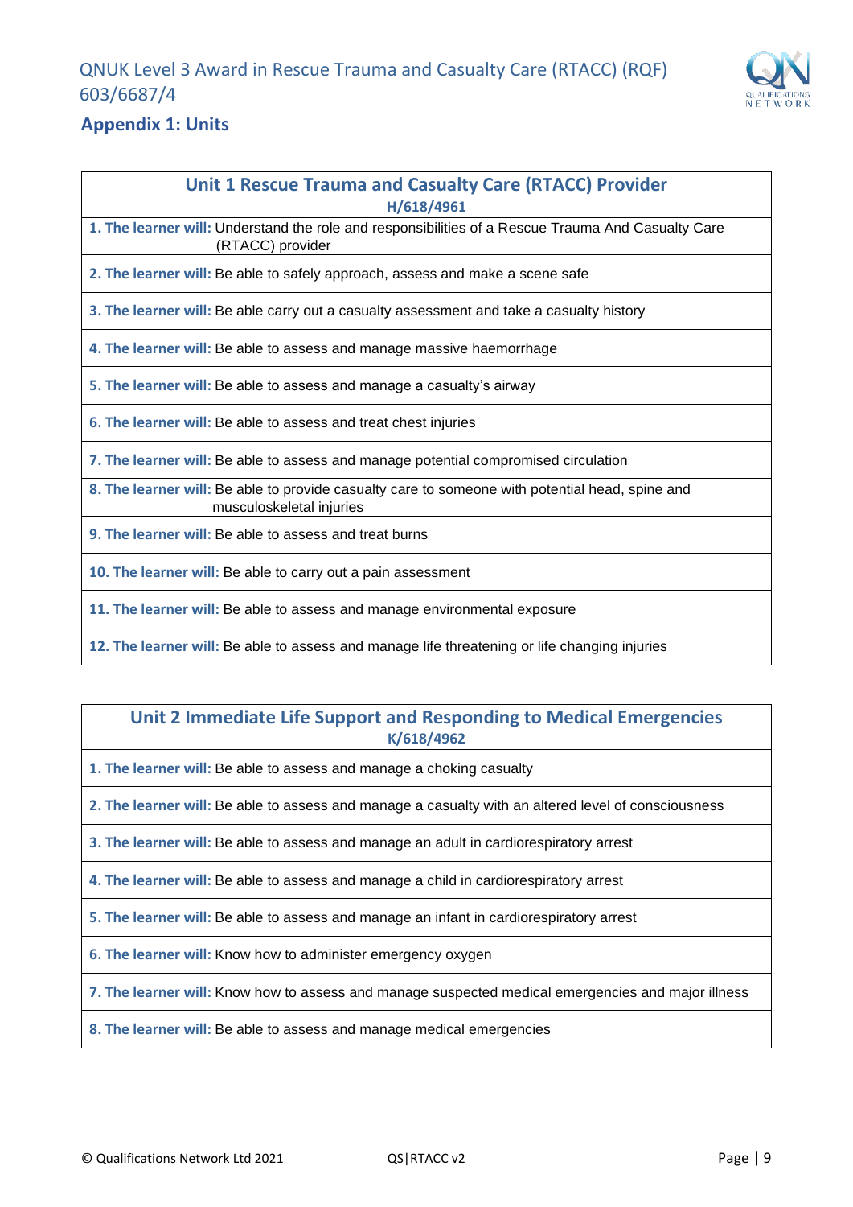## Appendix 1: Units

| Unit 1 Rescue Trauma and Casualty Care (RTACC) Provider<br>H/618/4961 |
|---|
| **1. The learner will:** Understand the role and responsibilities of a Rescue Trauma And Casualty Care (RTACC) provider |
| **2. The learner will:** Be able to safely approach, assess and make a scene safe |
| **3. The learner will:** Be able carry out a casualty assessment and take a casualty history |
| **4. The learner will:** Be able to assess and manage massive haemorrhage |
| **5. The learner will:** Be able to assess and manage a casualty's airway |
| **6. The learner will:** Be able to assess and treat chest injuries |
| **7. The learner will:** Be able to assess and manage potential compromised circulation |
| **8. The learner will:** Be able to provide casualty care to someone with potential head, spine and musculoskeletal injuries |
| **9. The learner will:** Be able to assess and treat burns |
| **10. The learner will:** Be able to carry out a pain assessment |
| **11. The learner will:** Be able to assess and manage environmental exposure |
| **12. The learner will:** Be able to assess and manage life threatening or life changing injuries |

| Unit 2 Immediate Life Support and Responding to Medical Emergencies<br>K/618/4962 |
|---|
| **1. The learner will:** Be able to assess and manage a choking casualty |
| **2. The learner will:** Be able to assess and manage a casualty with an altered level of consciousness |
| **3. The learner will:** Be able to assess and manage an adult in cardiorespiratory arrest |
| **4. The learner will:** Be able to assess and manage a child in cardiorespiratory arrest |
| **5. The learner will:** Be able to assess and manage an infant in cardiorespiratory arrest |
| **6. The learner will:** Know how to administer emergency oxygen |
| **7. The learner will:** Know how to assess and manage suspected medical emergencies and major illness |
| **8. The learner will:** Be able to assess and manage medical emergencies |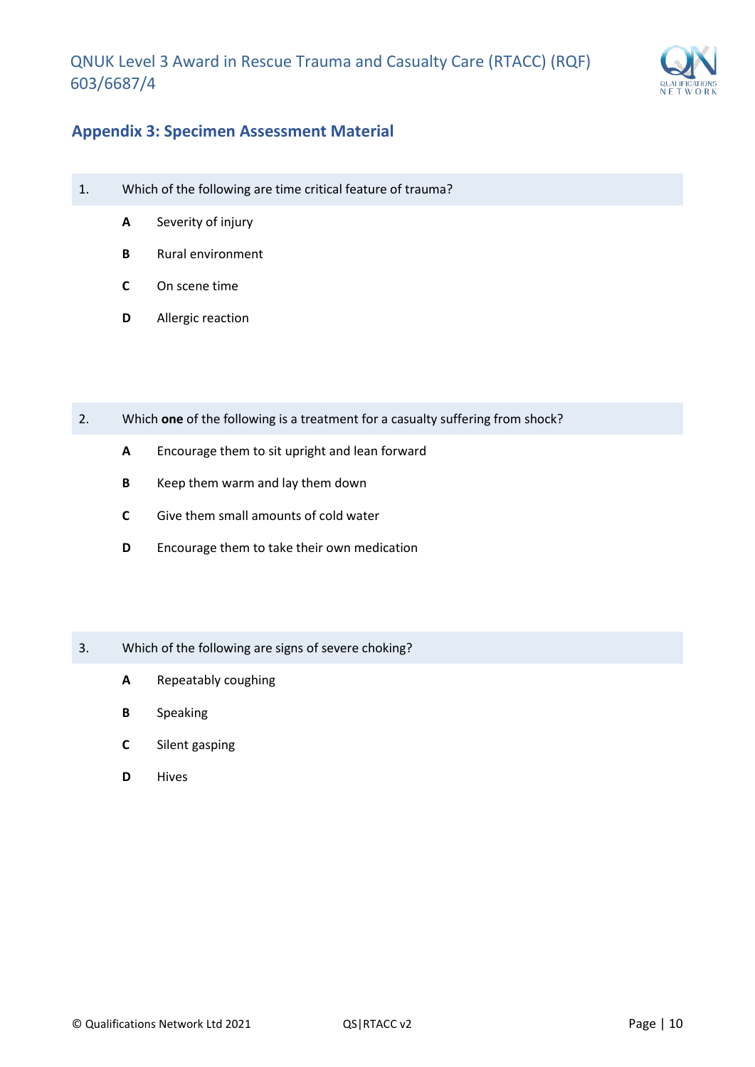## Appendix 3: Specimen Assessment Material

| | |
|---|---|
| 1. | Which of the following are time critical feature of trauma? |

**A** Severity of injury

**B** Rural environment

**C** On scene time

**D** Allergic reaction

| | |
|---|---|
| 2. | Which **one** of the following is a treatment for a casualty suffering from shock? |

**A** Encourage them to sit upright and lean forward

**B** Keep them warm and lay them down

**C** Give them small amounts of cold water

**D** Encourage them to take their own medication

| | |
|---|---|
| 3. | Which of the following are signs of severe choking? |

**A** Repeatably coughing

**B** Speaking

**C** Silent gasping

**D** Hives